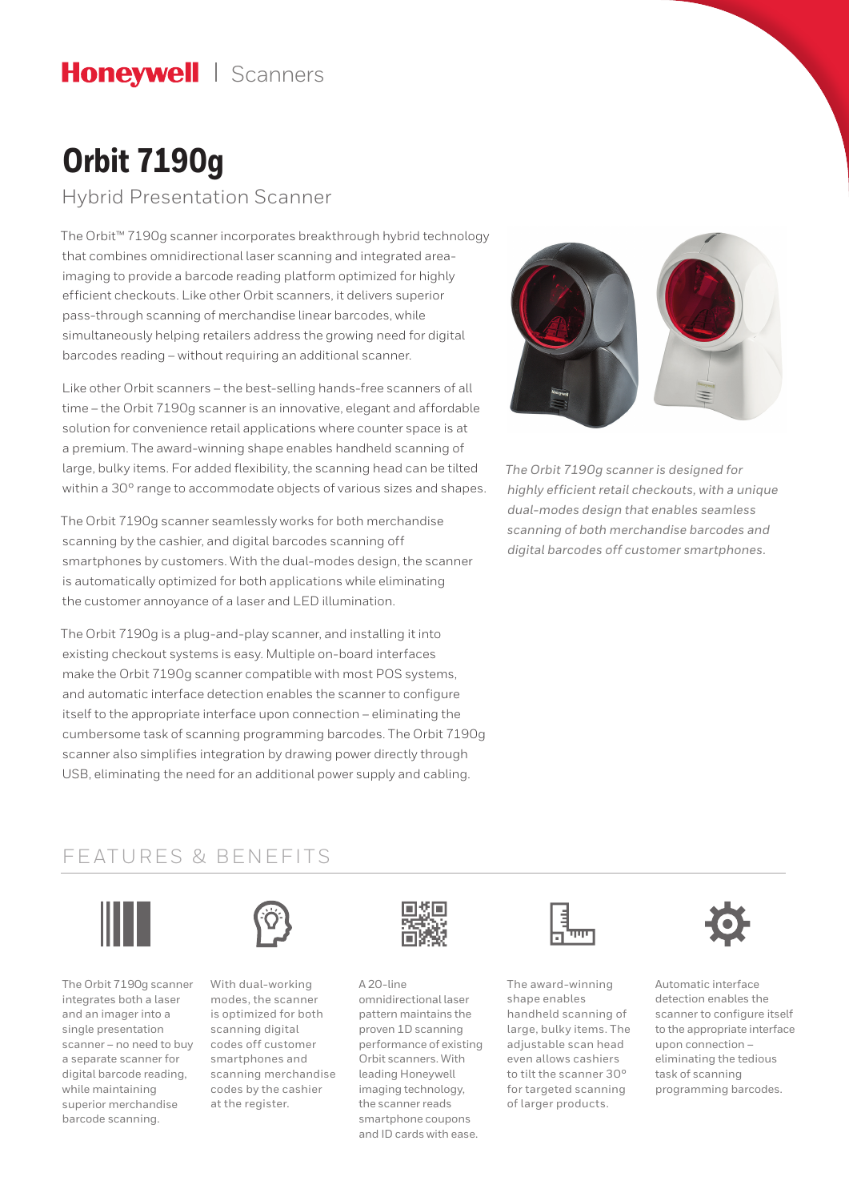Honeywell | Scanners

# Orbit 7190g

## Hybrid Presentation Scanner

The Orbit™ 7190g scanner incorporates breakthrough hybrid technology that combines omnidirectional laser scanning and integrated area-imaging to provide a barcode reading platform optimized for highly efficient checkouts. Like other Orbit scanners, it delivers superior pass-through scanning of merchandise linear barcodes, while simultaneously helping retailers address the growing need for digital barcodes reading – without requiring an additional scanner.

Like other Orbit scanners – the best-selling hands-free scanners of all time – the Orbit 7190g scanner is an innovative, elegant and affordable solution for convenience retail applications where counter space is at a premium. The award-winning shape enables handheld scanning of large, bulky items. For added flexibility, the scanning head can be tilted within a 30º range to accommodate objects of various sizes and shapes.

The Orbit 7190g scanner seamlessly works for both merchandise scanning by the cashier, and digital barcodes scanning off smartphones by customers. With the dual-modes design, the scanner is automatically optimized for both applications while eliminating the customer annoyance of a laser and LED illumination.

The Orbit 7190g is a plug-and-play scanner, and installing it into existing checkout systems is easy. Multiple on-board interfaces make the Orbit 7190g scanner compatible with most POS systems, and automatic interface detection enables the scanner to configure itself to the appropriate interface upon connection – eliminating the cumbersome task of scanning programming barcodes. The Orbit 7190g scanner also simplifies integration by drawing power directly through USB, eliminating the need for an additional power supply and cabling.

*The Orbit 7190g scanner is designed for highly efficient retail checkouts, with a unique dual-modes design that enables seamless scanning of both merchandise barcodes and digital barcodes off customer smartphones.*

## FEATURES & BENEFITS

The Orbit 7190g scanner integrates both a laser and an imager into a single presentation scanner – no need to buy a separate scanner for digital barcode reading, while maintaining superior merchandise barcode scanning.

With dual-working modes, the scanner is optimized for both scanning digital codes off customer smartphones and scanning merchandise codes by the cashier at the register.

A 20-line omnidirectional laser pattern maintains the proven 1D scanning performance of existing Orbit scanners. With leading Honeywell imaging technology, the scanner reads smartphone coupons and ID cards with ease.

The award-winning shape enables handheld scanning of large, bulky items. The adjustable scan head even allows cashiers to tilt the scanner 30º for targeted scanning of larger products.

Automatic interface detection enables the scanner to configure itself to the appropriate interface upon connection – eliminating the tedious task of scanning programming barcodes.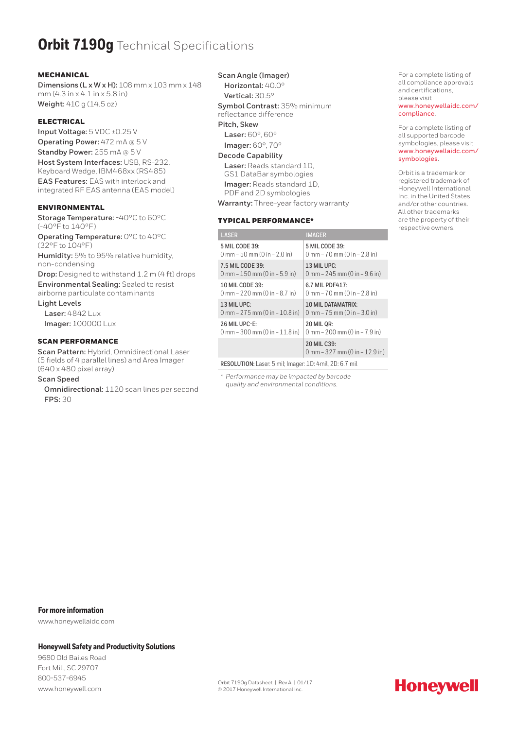# **Orbit 7190g** Technical Specifications

### MECHANICAL

**Dimensions (L x W x H):** 108 mm x 103 mm x 148 mm (4.3 in x 4.1 in x 5.8 in)

**Weight:** 410 g (14.5 oz)

### ELECTRICAL

**Input Voltage:** 5 VDC ±0.25 V

**Operating Power:** 472 mA @ 5 V

**Standby Power:** 255 mA @ 5 V

**Host System Interfaces:** USB, RS-232, Keyboard Wedge, IBM468xx (RS485)

**EAS Features:** EAS with interlock and integrated RF EAS antenna (EAS model)

### ENVIRONMENTAL

**Storage Temperature:** -40°C to 60°C (-40°F to 140°F)

**Operating Temperature:** 0°C to 40°C (32°F to 104°F)

**Humidity:** 5% to 95% relative humidity, non-condensing

**Drop:** Designed to withstand 1.2 m (4 ft) drops

**Environmental Sealing:** Sealed to resist airborne particulate contaminants

**Light Levels**

- **Laser:** 4842 Lux
- **Imager:** 100000 Lux

### SCAN PERFORMANCE

**Scan Pattern:** Hybrid, Omnidirectional Laser (5 fields of 4 parallel lines) and Area Imager (640 x 480 pixel array)

**Scan Speed**

- **Omnidirectional:** 1120 scan lines per second
- **FPS:** 30

**Scan Angle (Imager)**

- **Horizontal:** 40.0°
- **Vertical:** 30.5°

**Symbol Contrast:** 35% minimum reflectance difference

**Pitch, Skew**

- **Laser:** 60°, 60°
- **Imager:** 60°, 70°

**Decode Capability**

- **Laser:** Reads standard 1D, GS1 DataBar symbologies
- **Imager:** Reads standard 1D, PDF and 2D symbologies

**Warranty:** Three-year factory warranty

### TYPICAL PERFORMANCE*

| LASER | IMAGER |
|---|---|
| **5 MIL CODE 39:** 0 mm – 50 mm (0 in – 2.0 in) | **5 MIL CODE 39:** 0 mm – 70 mm (0 in – 2.8 in) |
| **7.5 MIL CODE 39:** 0 mm – 150 mm (0 in – 5.9 in) | **13 MIL UPC:** 0 mm – 245 mm (0 in – 9.6 in) |
| **10 MIL CODE 39:** 0 mm – 220 mm (0 in – 8.7 in) | **6.7 MIL PDF417:** 0 mm – 70 mm (0 in – 2.8 in) |
| **13 MIL UPC:** 0 mm – 275 mm (0 in – 10.8 in) | **10 MIL DATAMATRIX:** 0 mm – 75 mm (0 in – 3.0 in) |
| **26 MIL UPC-E:** 0 mm – 300 mm (0 in – 11.8 in) | **20 MIL QR:** 0 mm – 200 mm (0 in – 7.9 in) |
| | **20 MIL C39:** 0 mm – 327 mm (0 in – 12.9 in) |

**RESOLUTION:** Laser: 5 mil; Imager: 1D: 4mil, 2D: 6.7 mil

*\* Performance may be impacted by barcode quality and environmental conditions.*

For a complete listing of all compliance approvals and certifications, please visit www.honeywellaidc.com/compliance.

For a complete listing of all supported barcode symbologies, please visit www.honeywellaidc.com/symbologies.

Orbit is a trademark or registered trademark of Honeywell International Inc. in the United States and/or other countries. All other trademarks are the property of their respective owners.

**For more information**

www.honeywellaidc.com

**Honeywell Safety and Productivity Solutions**

9680 Old Bailes Road
Fort Mill, SC 29707
800-537-6945
www.honeywell.com

Orbit 7190g Datasheet | Rev A | 01/17
© 2017 Honeywell International Inc.

**Honeywell**